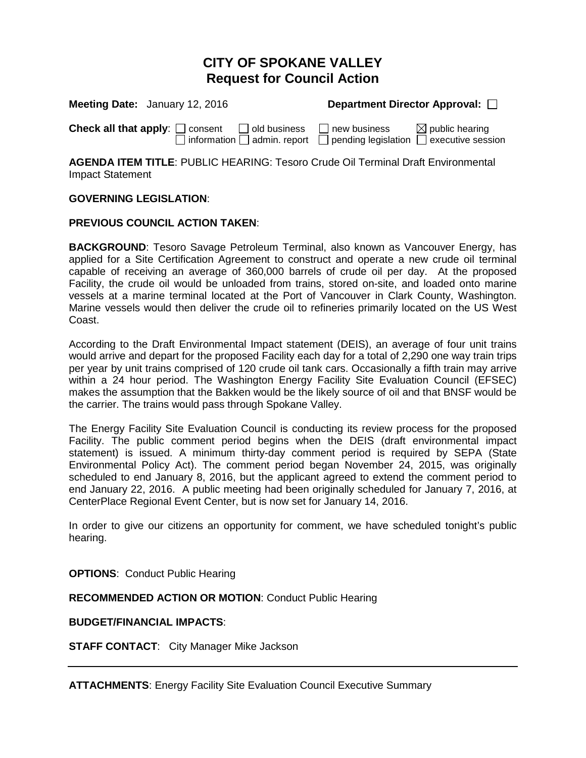# CITY OF SPOKANE VALLEY
## Request for Council Action

**Meeting Date:** January 12, 2016 **Department Director Approval:** ☐

**Check all that apply**: ☐ consent ☐ old business ☐ new business ☒ public hearing
☐ information ☐ admin. report ☐ pending legislation ☐ executive session

**AGENDA ITEM TITLE**: PUBLIC HEARING: Tesoro Crude Oil Terminal Draft Environmental Impact Statement

**GOVERNING LEGISLATION**:

**PREVIOUS COUNCIL ACTION TAKEN**:

**BACKGROUND**: Tesoro Savage Petroleum Terminal, also known as Vancouver Energy, has applied for a Site Certification Agreement to construct and operate a new crude oil terminal capable of receiving an average of 360,000 barrels of crude oil per day. At the proposed Facility, the crude oil would be unloaded from trains, stored on-site, and loaded onto marine vessels at a marine terminal located at the Port of Vancouver in Clark County, Washington. Marine vessels would then deliver the crude oil to refineries primarily located on the US West Coast.

According to the Draft Environmental Impact statement (DEIS), an average of four unit trains would arrive and depart for the proposed Facility each day for a total of 2,290 one way train trips per year by unit trains comprised of 120 crude oil tank cars. Occasionally a fifth train may arrive within a 24 hour period. The Washington Energy Facility Site Evaluation Council (EFSEC) makes the assumption that the Bakken would be the likely source of oil and that BNSF would be the carrier. The trains would pass through Spokane Valley.

The Energy Facility Site Evaluation Council is conducting its review process for the proposed Facility. The public comment period begins when the DEIS (draft environmental impact statement) is issued. A minimum thirty-day comment period is required by SEPA (State Environmental Policy Act). The comment period began November 24, 2015, was originally scheduled to end January 8, 2016, but the applicant agreed to extend the comment period to end January 22, 2016. A public meeting had been originally scheduled for January 7, 2016, at CenterPlace Regional Event Center, but is now set for January 14, 2016.

In order to give our citizens an opportunity for comment, we have scheduled tonight's public hearing.

**OPTIONS**: Conduct Public Hearing

**RECOMMENDED ACTION OR MOTION**: Conduct Public Hearing

**BUDGET/FINANCIAL IMPACTS**:

**STAFF CONTACT**: City Manager Mike Jackson

---

**ATTACHMENTS**: Energy Facility Site Evaluation Council Executive Summary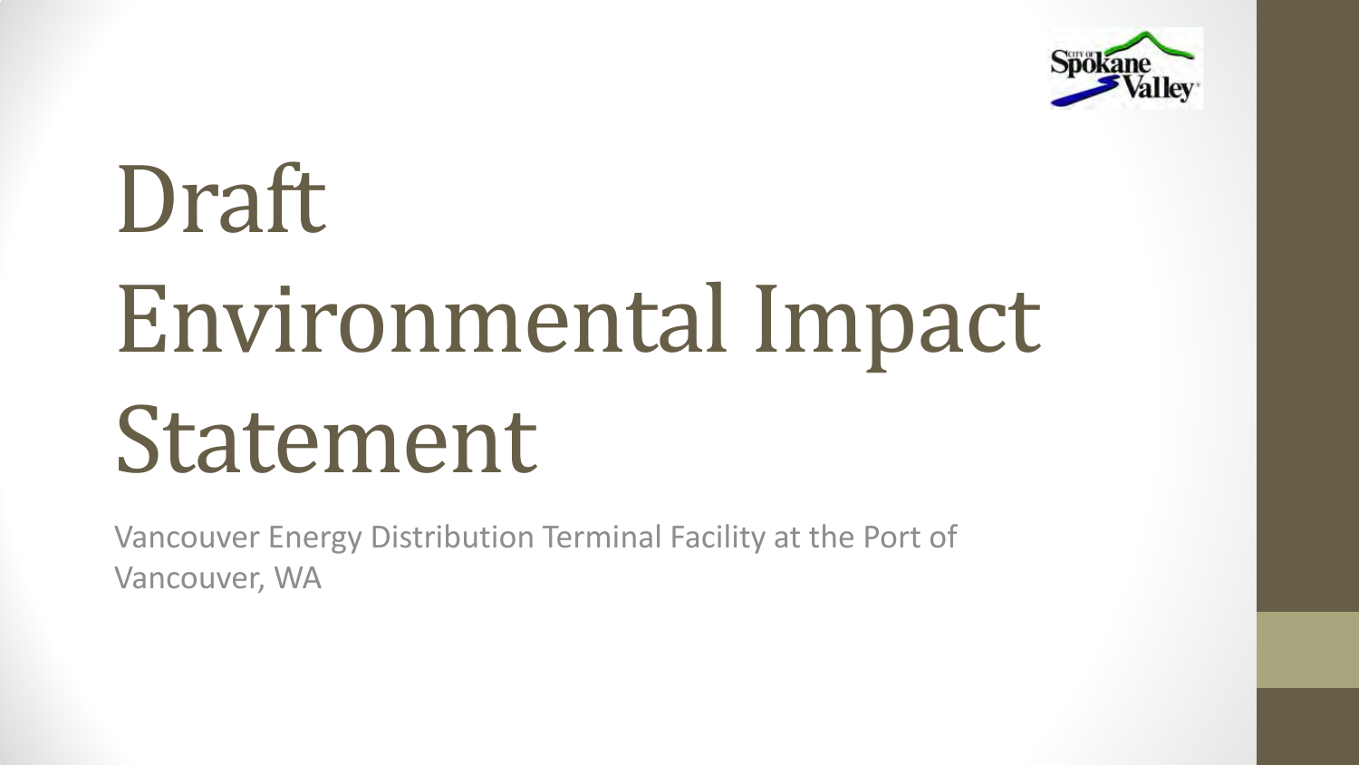# Draft Environmental Impact Statement

Vancouver Energy Distribution Terminal Facility at the Port of Vancouver, WA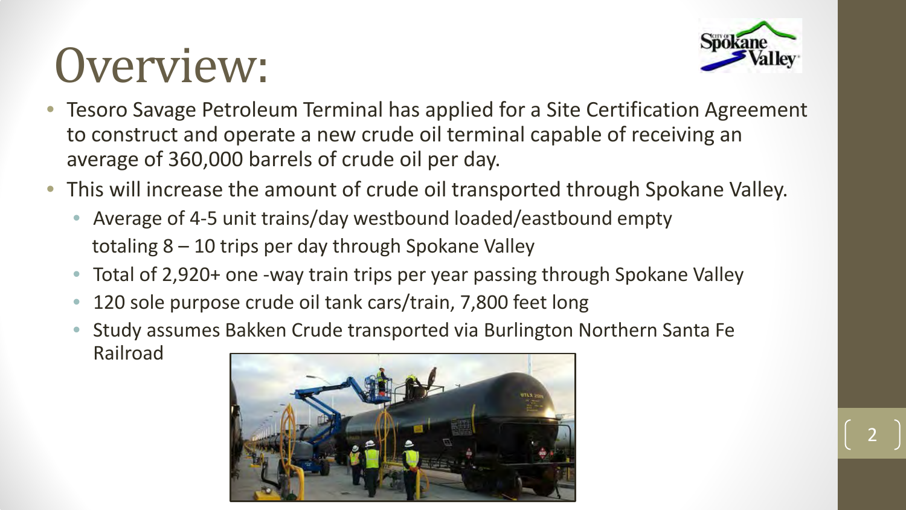# Overview:

- Tesoro Savage Petroleum Terminal has applied for a Site Certification Agreement to construct and operate a new crude oil terminal capable of receiving an average of 360,000 barrels of crude oil per day.
- This will increase the amount of crude oil transported through Spokane Valley.
  - Average of 4-5 unit trains/day westbound loaded/eastbound empty totaling 8 – 10 trips per day through Spokane Valley
  - Total of 2,920+ one -way train trips per year passing through Spokane Valley
  - 120 sole purpose crude oil tank cars/train, 7,800 feet long
  - Study assumes Bakken Crude transported via Burlington Northern Santa Fe Railroad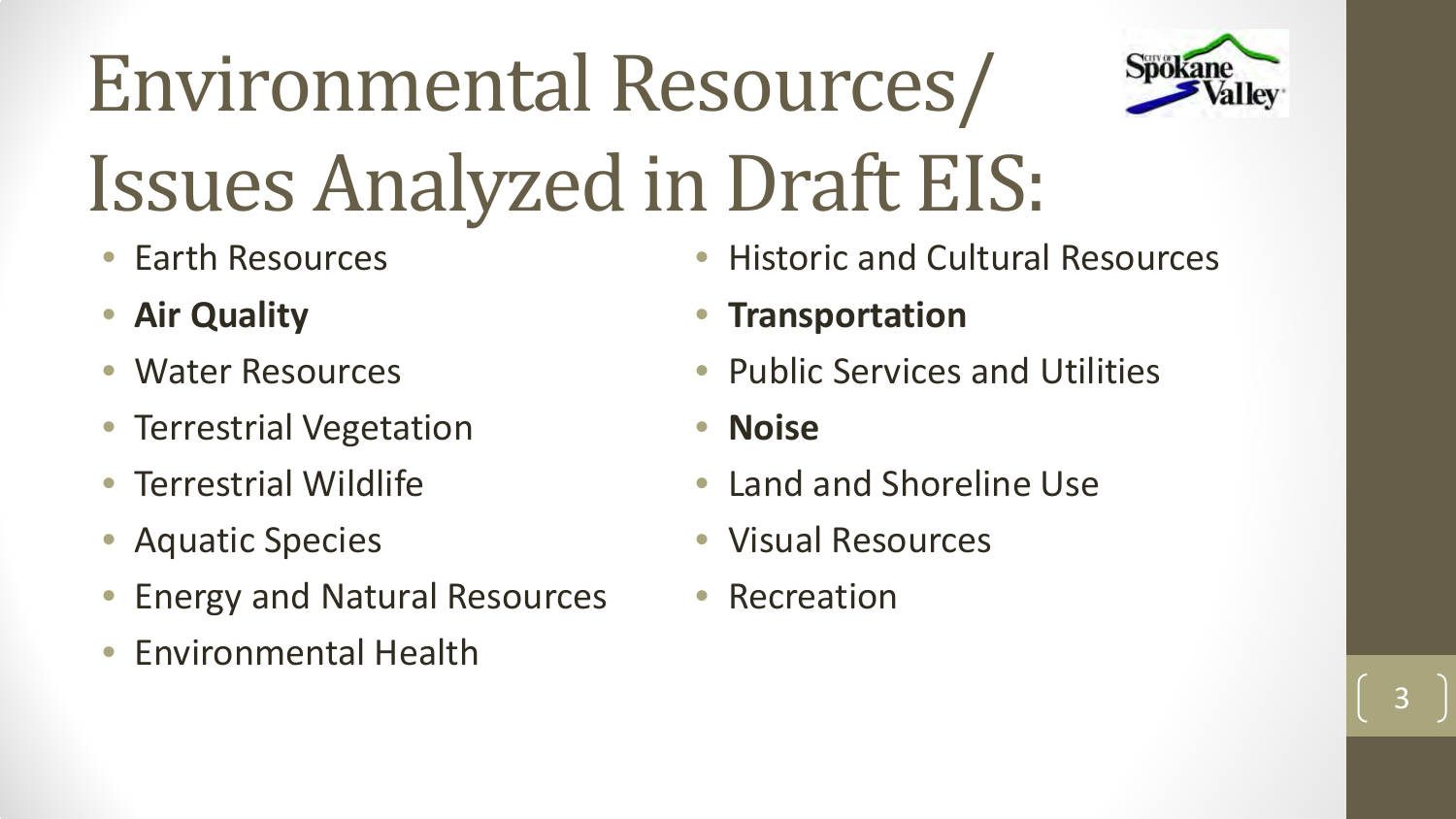# Environmental Resources/ Issues Analyzed in Draft EIS:

- Earth Resources
- **Air Quality**
- Water Resources
- Terrestrial Vegetation
- Terrestrial Wildlife
- Aquatic Species
- Energy and Natural Resources
- Environmental Health
- Historic and Cultural Resources
- **Transportation**
- Public Services and Utilities
- **Noise**
- Land and Shoreline Use
- Visual Resources
- Recreation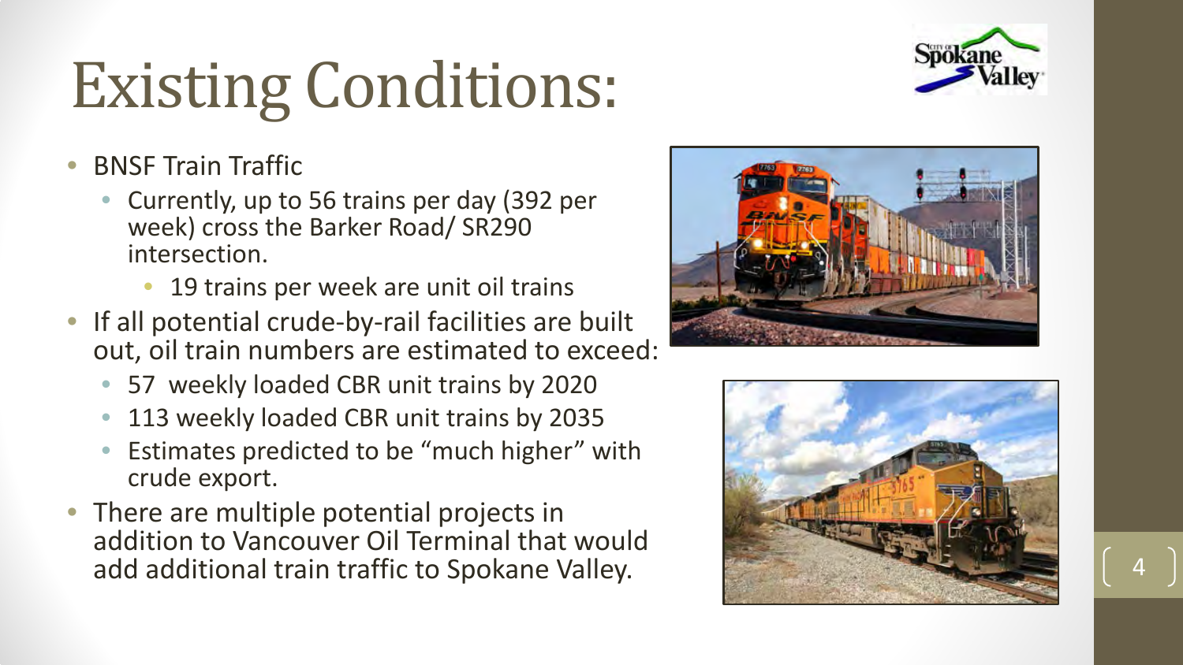# Existing Conditions:

- BNSF Train Traffic
  - Currently, up to 56 trains per day (392 per week) cross the Barker Road/ SR290 intersection.
    - 19 trains per week are unit oil trains
- If all potential crude-by-rail facilities are built out, oil train numbers are estimated to exceed:
  - 57 weekly loaded CBR unit trains by 2020
  - 113 weekly loaded CBR unit trains by 2035
  - Estimates predicted to be "much higher" with crude export.
- There are multiple potential projects in addition to Vancouver Oil Terminal that would add additional train traffic to Spokane Valley.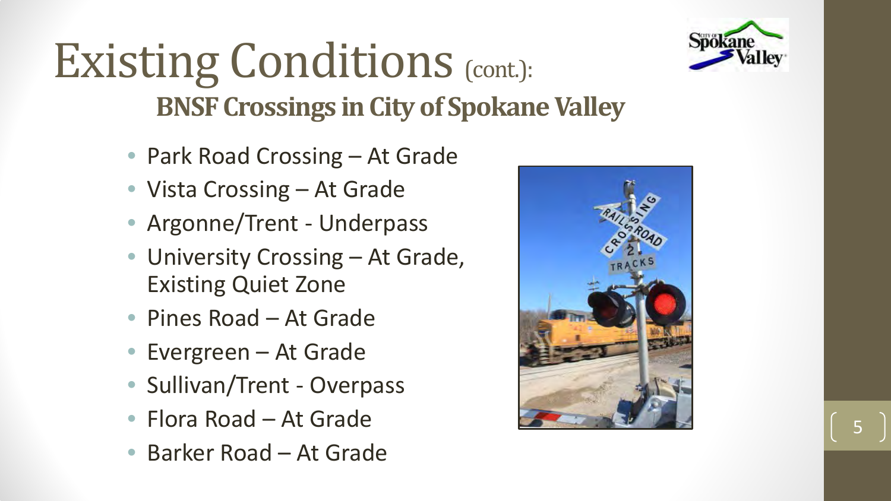# Existing Conditions (cont.):

## BNSF Crossings in City of Spokane Valley

- Park Road Crossing – At Grade
- Vista Crossing – At Grade
- Argonne/Trent - Underpass
- University Crossing – At Grade, Existing Quiet Zone
- Pines Road – At Grade
- Evergreen – At Grade
- Sullivan/Trent - Overpass
- Flora Road – At Grade
- Barker Road – At Grade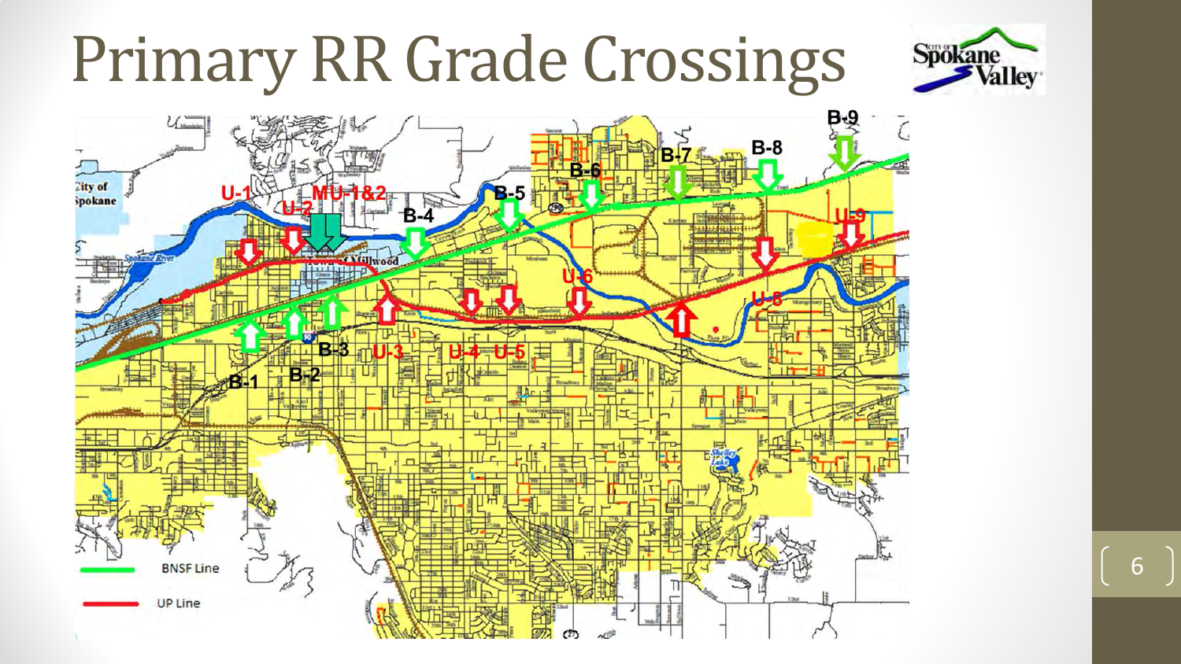# Primary RR Grade Crossings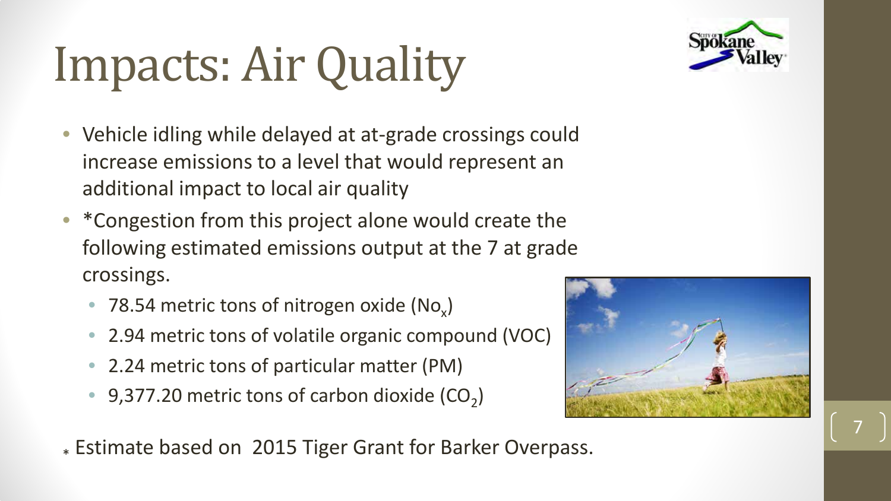# Impacts: Air Quality

- Vehicle idling while delayed at at-grade crossings could increase emissions to a level that would represent an additional impact to local air quality
- *Congestion from this project alone would create the following estimated emissions output at the 7 at grade crossings.
  - 78.54 metric tons of nitrogen oxide ($No_x$)
  - 2.94 metric tons of volatile organic compound (VOC)
  - 2.24 metric tons of particular matter (PM)
  - 9,377.20 metric tons of carbon dioxide ($CO_2$)

* Estimate based on 2015 Tiger Grant for Barker Overpass.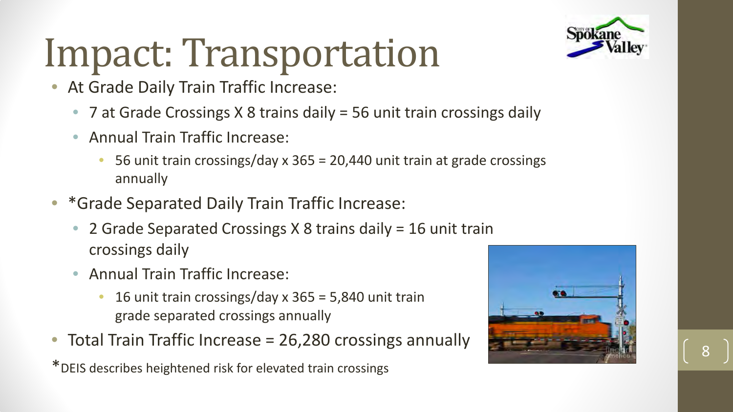# Impact: Transportation

- At Grade Daily Train Traffic Increase:
  - 7 at Grade Crossings X 8 trains daily = 56 unit train crossings daily
  - Annual Train Traffic Increase:
    - 56 unit train crossings/day x 365 = 20,440 unit train at grade crossings annually
- *Grade Separated Daily Train Traffic Increase:
  - 2 Grade Separated Crossings X 8 trains daily = 16 unit train crossings daily
  - Annual Train Traffic Increase:
    - 16 unit train crossings/day x 365 = 5,840 unit train grade separated crossings annually
- Total Train Traffic Increase = 26,280 crossings annually

*DEIS describes heightened risk for elevated train crossings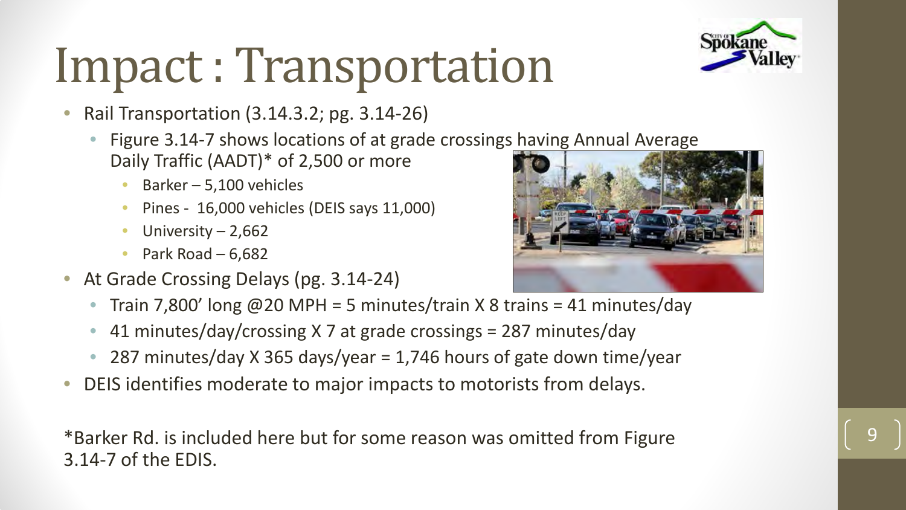# Impact : Transportation

- Rail Transportation (3.14.3.2; pg. 3.14-26)
  - Figure 3.14-7 shows locations of at grade crossings having Annual Average Daily Traffic (AADT)* of 2,500 or more
    - Barker – 5,100 vehicles
    - Pines - 16,000 vehicles (DEIS says 11,000)
    - University – 2,662
    - Park Road – 6,682
- At Grade Crossing Delays (pg. 3.14-24)
  - Train 7,800' long @20 MPH = 5 minutes/train X 8 trains = 41 minutes/day
  - 41 minutes/day/crossing X 7 at grade crossings = 287 minutes/day
  - 287 minutes/day X 365 days/year = 1,746 hours of gate down time/year
- DEIS identifies moderate to major impacts to motorists from delays.

*Barker Rd. is included here but for some reason was omitted from Figure 3.14-7 of the EDIS.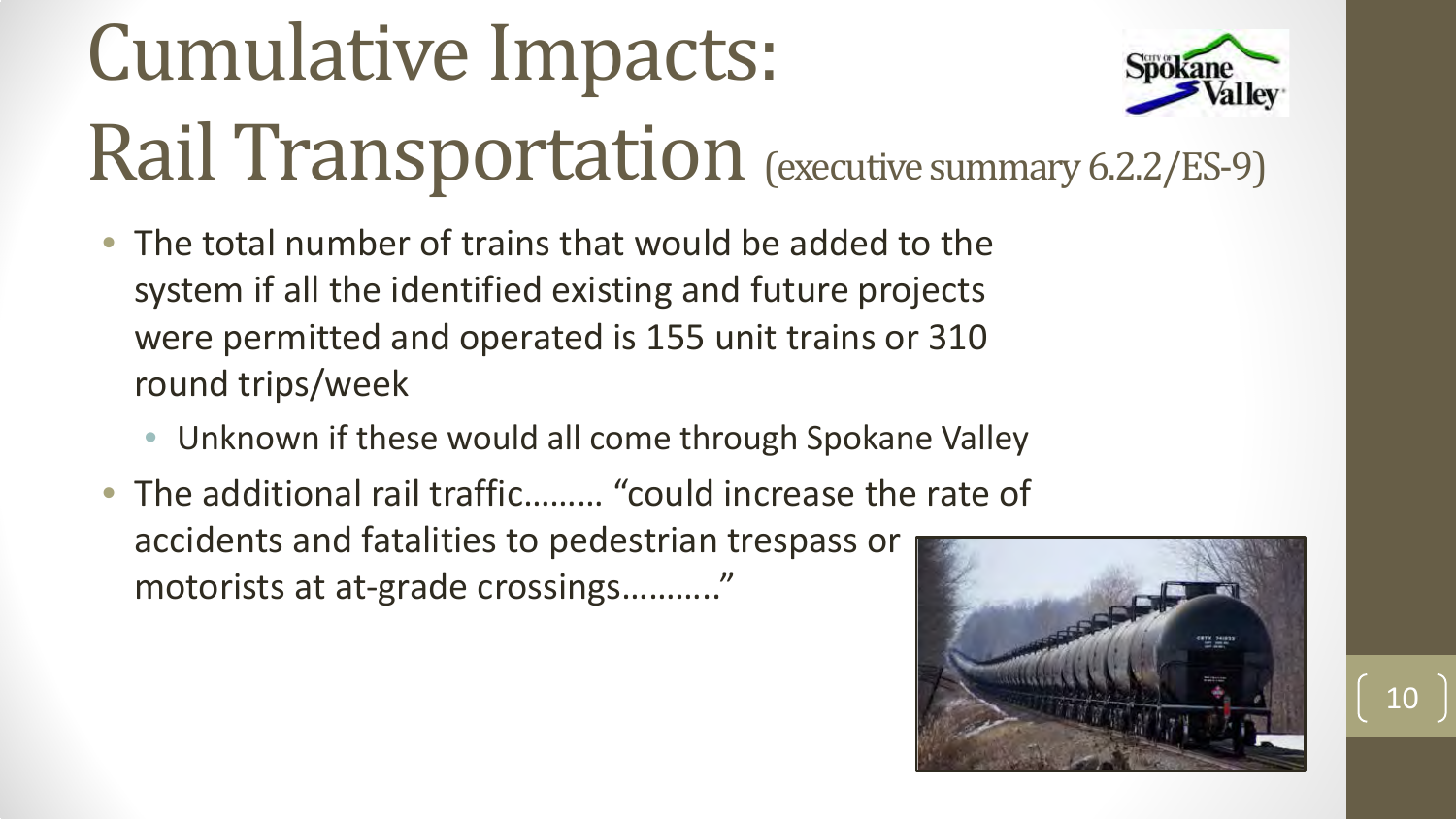# Cumulative Impacts: Rail Transportation (executive summary 6.2.2/ES-9)

- The total number of trains that would be added to the system if all the identified existing and future projects were permitted and operated is 155 unit trains or 310 round trips/week
  - Unknown if these would all come through Spokane Valley
- The additional rail traffic……… "could increase the rate of accidents and fatalities to pedestrian trespass or motorists at at-grade crossings………."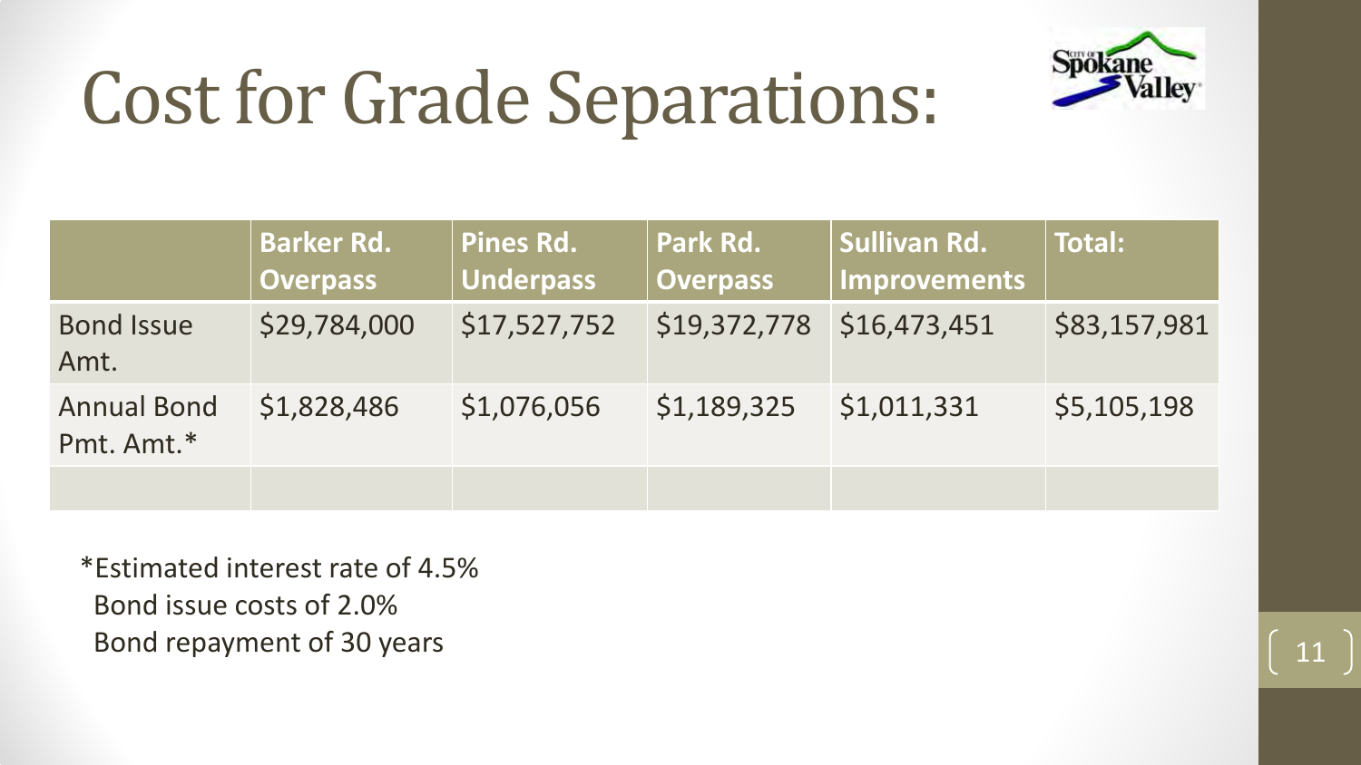# Cost for Grade Separations:

| | Barker Rd. Overpass | Pines Rd. Underpass | Park Rd. Overpass | Sullivan Rd. Improvements | Total: |
|---|---|---|---|---|---|
| Bond Issue Amt. | $29,784,000 | $17,527,752 | $19,372,778 | $16,473,451 | $83,157,981 |
| Annual Bond Pmt. Amt.* | $1,828,486 | $1,076,056 | $1,189,325 | $1,011,331 | $5,105,198 |
| | | | | | |

*Estimated interest rate of 4.5%
Bond issue costs of 2.0%
Bond repayment of 30 years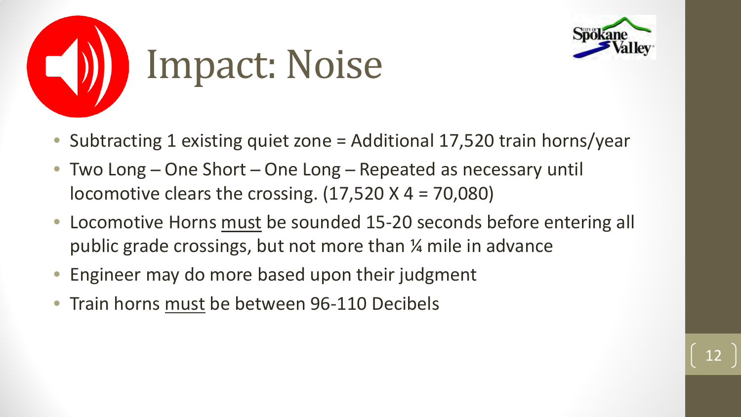# Impact: Noise

- Subtracting 1 existing quiet zone = Additional 17,520 train horns/year
- Two Long – One Short – One Long – Repeated as necessary until locomotive clears the crossing. (17,520 X 4 = 70,080)
- Locomotive Horns <u>must</u> be sounded 15-20 seconds before entering all public grade crossings, but not more than ¼ mile in advance
- Engineer may do more based upon their judgment
- Train horns <u>must</u> be between 96-110 Decibels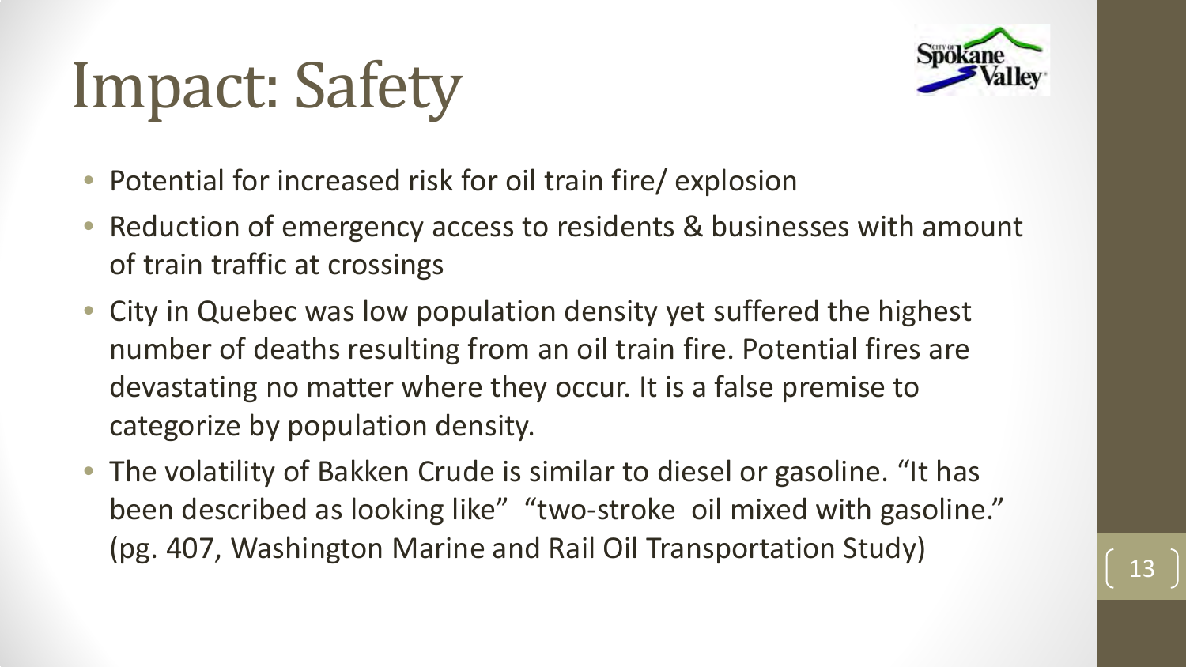# Impact: Safety

- Potential for increased risk for oil train fire/ explosion
- Reduction of emergency access to residents & businesses with amount of train traffic at crossings
- City in Quebec was low population density yet suffered the highest number of deaths resulting from an oil train fire. Potential fires are devastating no matter where they occur. It is a false premise to categorize by population density.
- The volatility of Bakken Crude is similar to diesel or gasoline. "It has been described as looking like" "two-stroke oil mixed with gasoline." (pg. 407, Washington Marine and Rail Oil Transportation Study)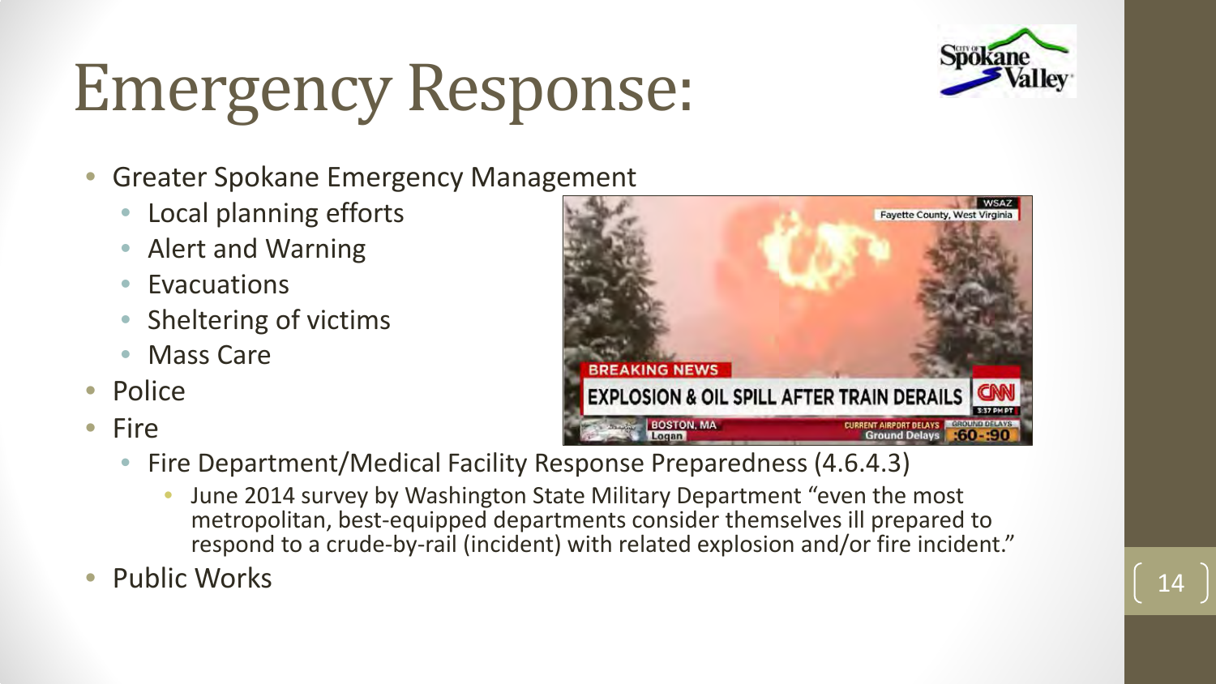# Emergency Response:

- Greater Spokane Emergency Management
  - Local planning efforts
  - Alert and Warning
  - Evacuations
  - Sheltering of victims
  - Mass Care
- Police
- Fire
  - Fire Department/Medical Facility Response Preparedness (4.6.4.3)
    - June 2014 survey by Washington State Military Department "even the most metropolitan, best-equipped departments consider themselves ill prepared to respond to a crude-by-rail (incident) with related explosion and/or fire incident."
- Public Works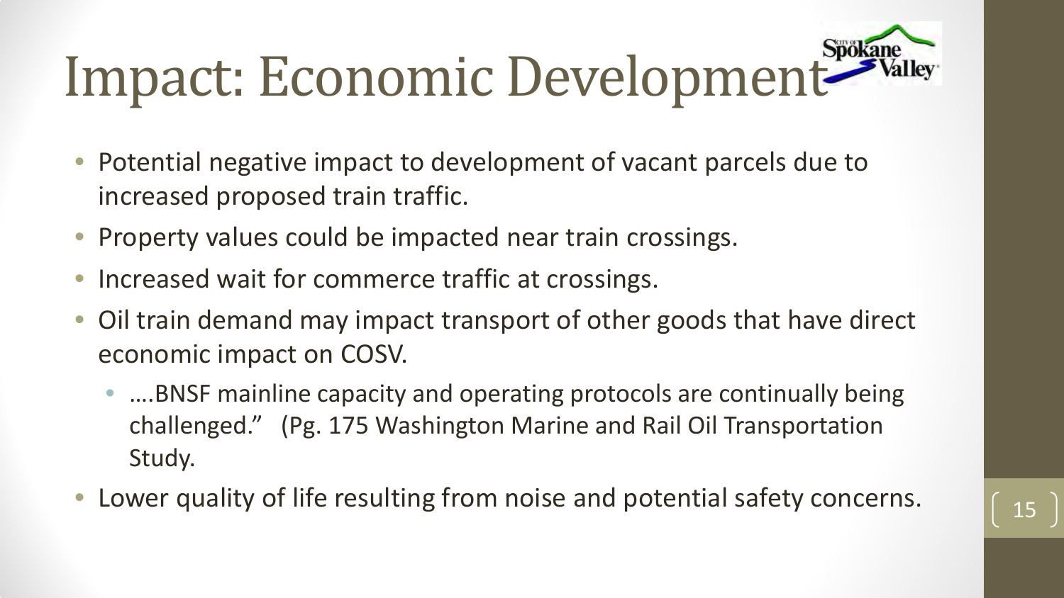# Impact: Economic Development

- Potential negative impact to development of vacant parcels due to increased proposed train traffic.
- Property values could be impacted near train crossings.
- Increased wait for commerce traffic at crossings.
- Oil train demand may impact transport of other goods that have direct economic impact on COSV.
  - ….BNSF mainline capacity and operating protocols are continually being challenged."  (Pg. 175 Washington Marine and Rail Oil Transportation Study.
- Lower quality of life resulting from noise and potential safety concerns.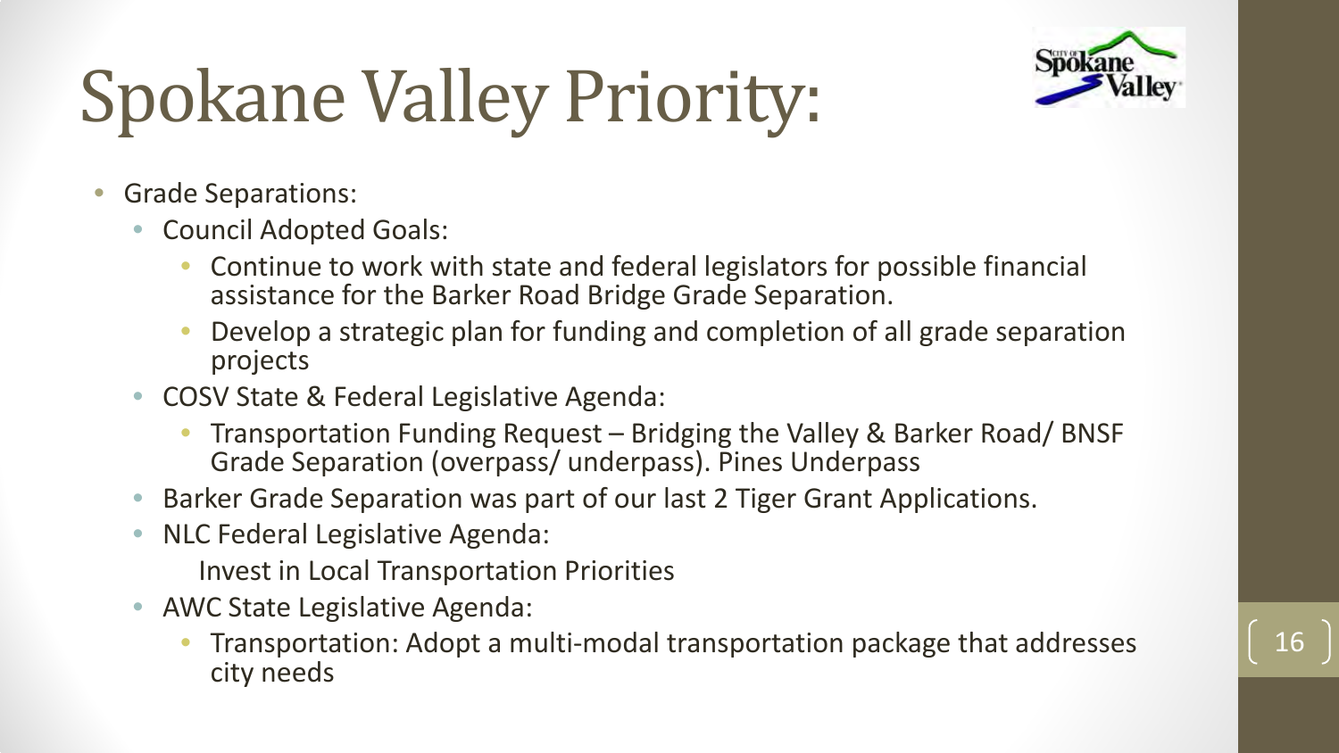# Spokane Valley Priority:

- Grade Separations:
  - Council Adopted Goals:
    - Continue to work with state and federal legislators for possible financial assistance for the Barker Road Bridge Grade Separation.
    - Develop a strategic plan for funding and completion of all grade separation projects
  - COSV State & Federal Legislative Agenda:
    - Transportation Funding Request – Bridging the Valley & Barker Road/ BNSF Grade Separation (overpass/ underpass). Pines Underpass
  - Barker Grade Separation was part of our last 2 Tiger Grant Applications.
  - NLC Federal Legislative Agenda:

    Invest in Local Transportation Priorities
  - AWC State Legislative Agenda:
    - Transportation: Adopt a multi-modal transportation package that addresses city needs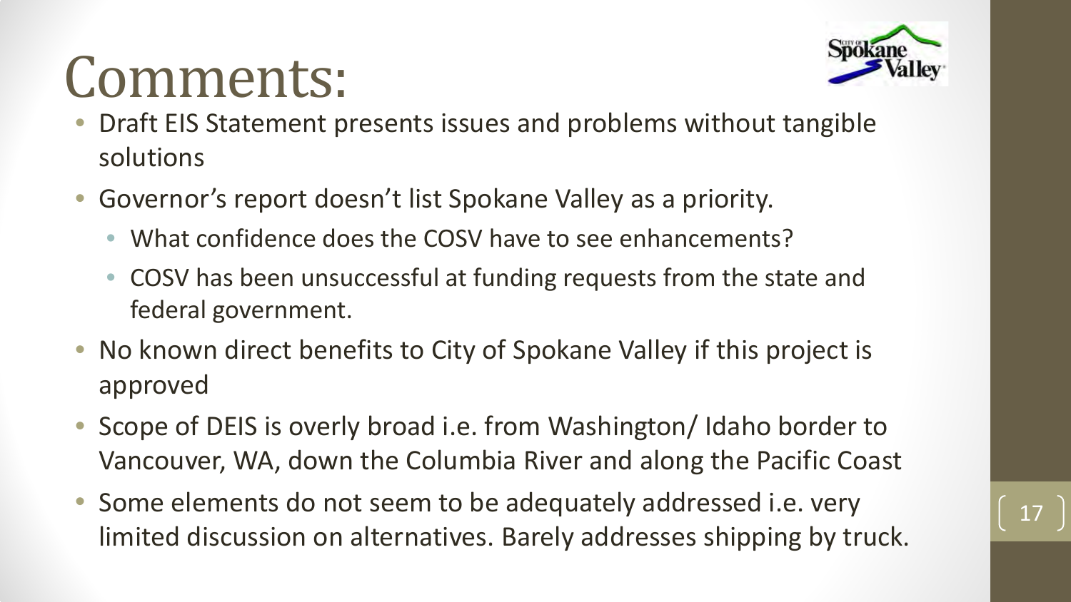# Comments:

- Draft EIS Statement presents issues and problems without tangible solutions
- Governor's report doesn't list Spokane Valley as a priority.
  - What confidence does the COSV have to see enhancements?
  - COSV has been unsuccessful at funding requests from the state and federal government.
- No known direct benefits to City of Spokane Valley if this project is approved
- Scope of DEIS is overly broad i.e. from Washington/ Idaho border to Vancouver, WA, down the Columbia River and along the Pacific Coast
- Some elements do not seem to be adequately addressed i.e. very limited discussion on alternatives. Barely addresses shipping by truck.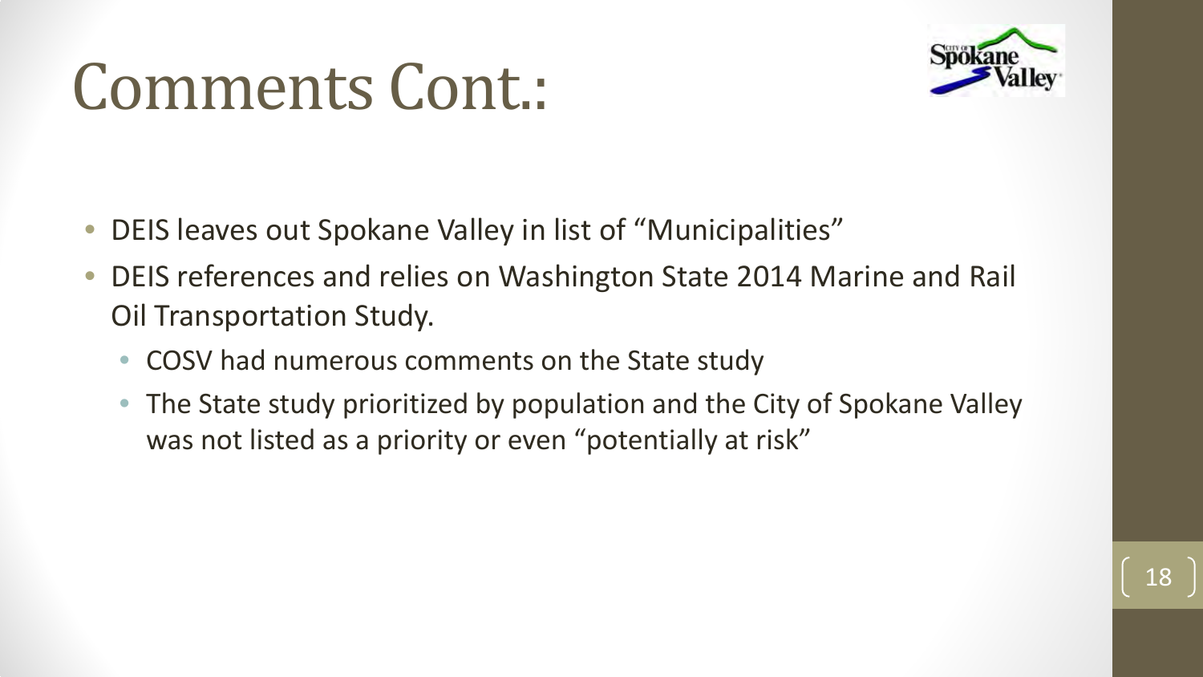# Comments Cont.:

- DEIS leaves out Spokane Valley in list of "Municipalities"
- DEIS references and relies on Washington State 2014 Marine and Rail Oil Transportation Study.
  - COSV had numerous comments on the State study
  - The State study prioritized by population and the City of Spokane Valley was not listed as a priority or even "potentially at risk"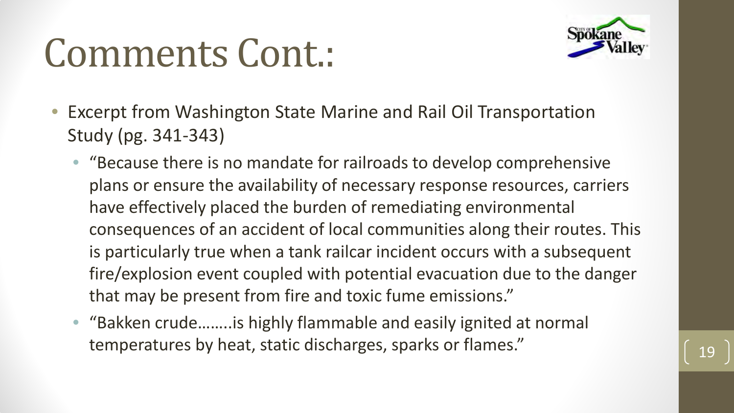# Comments Cont.:

- Excerpt from Washington State Marine and Rail Oil Transportation Study (pg. 341-343)
  - "Because there is no mandate for railroads to develop comprehensive plans or ensure the availability of necessary response resources, carriers have effectively placed the burden of remediating environmental consequences of an accident of local communities along their routes. This is particularly true when a tank railcar incident occurs with a subsequent fire/explosion event coupled with potential evacuation due to the danger that may be present from fire and toxic fume emissions."
  - "Bakken crude……..is highly flammable and easily ignited at normal temperatures by heat, static discharges, sparks or flames."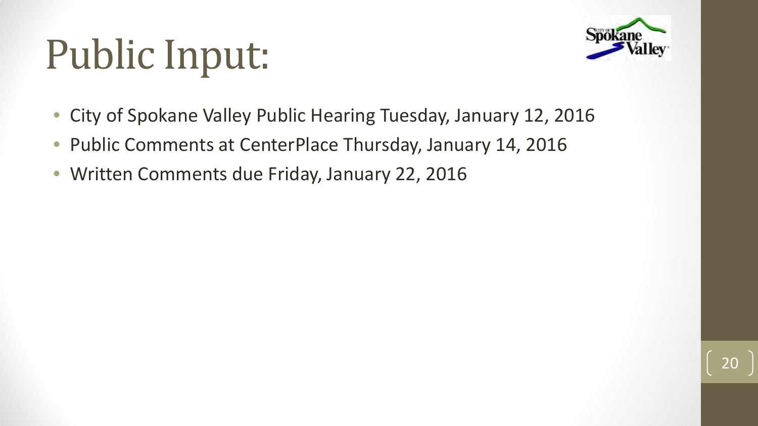# Public Input:

- City of Spokane Valley Public Hearing Tuesday, January 12, 2016
- Public Comments at CenterPlace Thursday, January 14, 2016
- Written Comments due Friday, January 22, 2016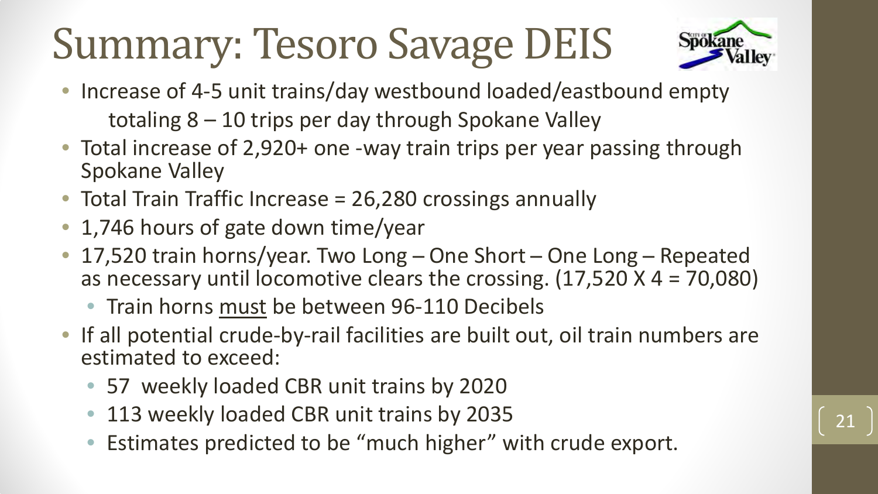# Summary: Tesoro Savage DEIS

- Increase of 4-5 unit trains/day westbound loaded/eastbound empty totaling 8 – 10 trips per day through Spokane Valley
- Total increase of 2,920+ one -way train trips per year passing through Spokane Valley
- Total Train Traffic Increase = 26,280 crossings annually
- 1,746 hours of gate down time/year
- 17,520 train horns/year. Two Long – One Short – One Long – Repeated as necessary until locomotive clears the crossing. (17,520 X 4 = 70,080)
  - Train horns <u>must</u> be between 96-110 Decibels
- If all potential crude-by-rail facilities are built out, oil train numbers are estimated to exceed:
  - 57 weekly loaded CBR unit trains by 2020
  - 113 weekly loaded CBR unit trains by 2035
  - Estimates predicted to be "much higher" with crude export.